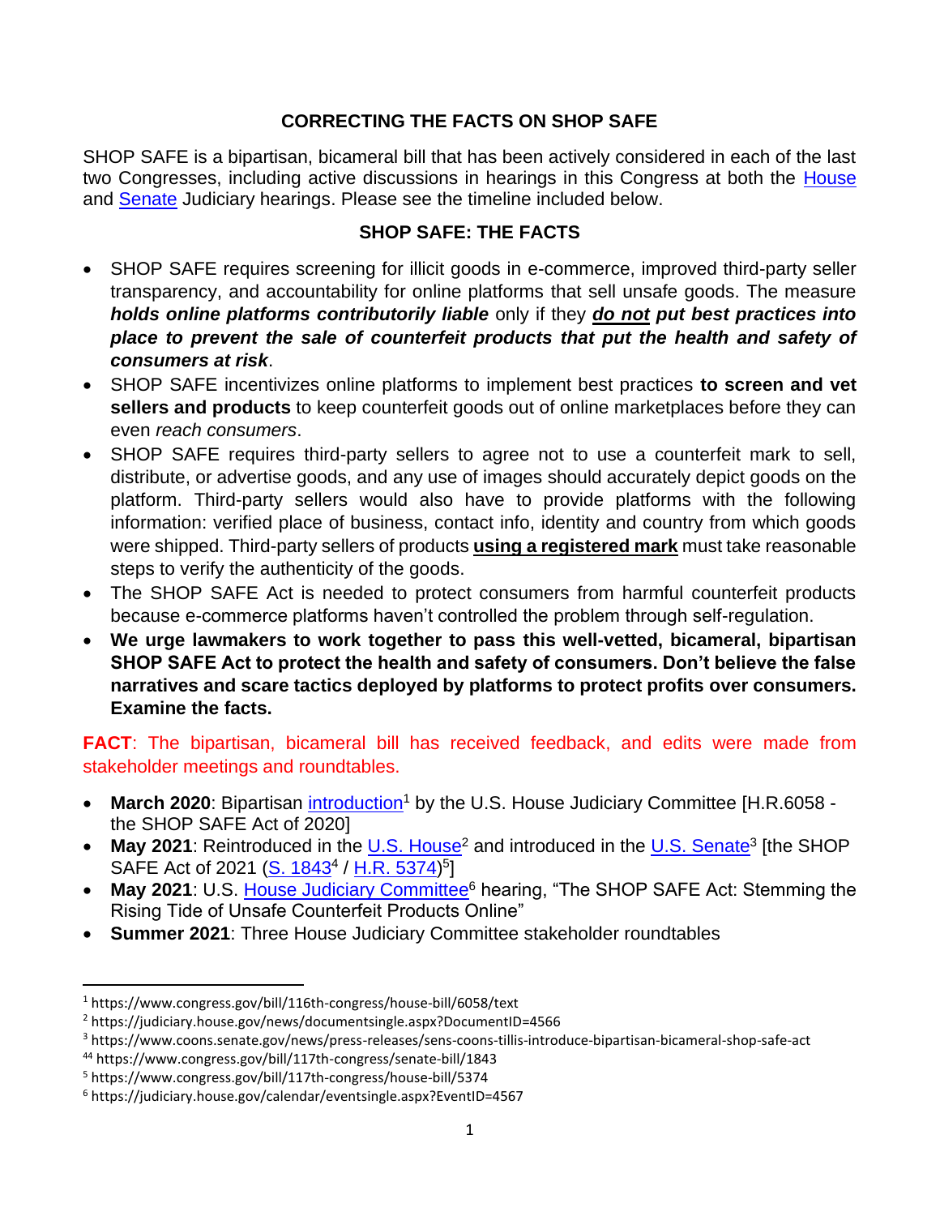## CORRECTING THE FACTS ON SHOP SAFE

SHOP SAFE is a bipartisan, bicameral bill that has been actively considered in each of the last two Congresses, including active discussions in hearings in this Congress at both the House and Senate Judiciary hearings. Please see the timeline included below.

## SHOP SAFE: THE FACTS

- SHOP SAFE requires screening for illicit goods in e-commerce, improved third-party seller transparency, and accountability for online platforms that sell unsafe goods. The measure ***holds online platforms contributorily liable*** only if they ***do not* put best practices into place to prevent the sale of counterfeit products that put the health and safety of consumers at risk**.
- SHOP SAFE incentivizes online platforms to implement best practices **to screen and vet sellers and products** to keep counterfeit goods out of online marketplaces before they can even *reach consumers*.
- SHOP SAFE requires third-party sellers to agree not to use a counterfeit mark to sell, distribute, or advertise goods, and any use of images should accurately depict goods on the platform. Third-party sellers would also have to provide platforms with the following information: verified place of business, contact info, identity and country from which goods were shipped. Third-party sellers of products **using a registered mark** must take reasonable steps to verify the authenticity of the goods.
- The SHOP SAFE Act is needed to protect consumers from harmful counterfeit products because e-commerce platforms haven't controlled the problem through self-regulation.
- **We urge lawmakers to work together to pass this well-vetted, bicameral, bipartisan SHOP SAFE Act to protect the health and safety of consumers. Don't believe the false narratives and scare tactics deployed by platforms to protect profits over consumers. Examine the facts.**

**FACT**: The bipartisan, bicameral bill has received feedback, and edits were made from stakeholder meetings and roundtables.

- **March 2020**: Bipartisan introduction[1] by the U.S. House Judiciary Committee [H.R.6058 - the SHOP SAFE Act of 2020]
- **May 2021**: Reintroduced in the U.S. House[2] and introduced in the U.S. Senate[3] [the SHOP SAFE Act of 2021 (S. 1843[4] / H.R. 5374)[5]]
- **May 2021**: U.S. House Judiciary Committee[6] hearing, "The SHOP SAFE Act: Stemming the Rising Tide of Unsafe Counterfeit Products Online"
- **Summer 2021**: Three House Judiciary Committee stakeholder roundtables

---

[1] https://www.congress.gov/bill/116th-congress/house-bill/6058/text

[2] https://judiciary.house.gov/news/documentsingle.aspx?DocumentID=4566

[3] https://www.coons.senate.gov/news/press-releases/sens-coons-tillis-introduce-bipartisan-bicameral-shop-safe-act

[44] https://www.congress.gov/bill/117th-congress/senate-bill/1843

[5] https://www.congress.gov/bill/117th-congress/house-bill/5374

[6] https://judiciary.house.gov/calendar/eventsingle.aspx?EventID=4567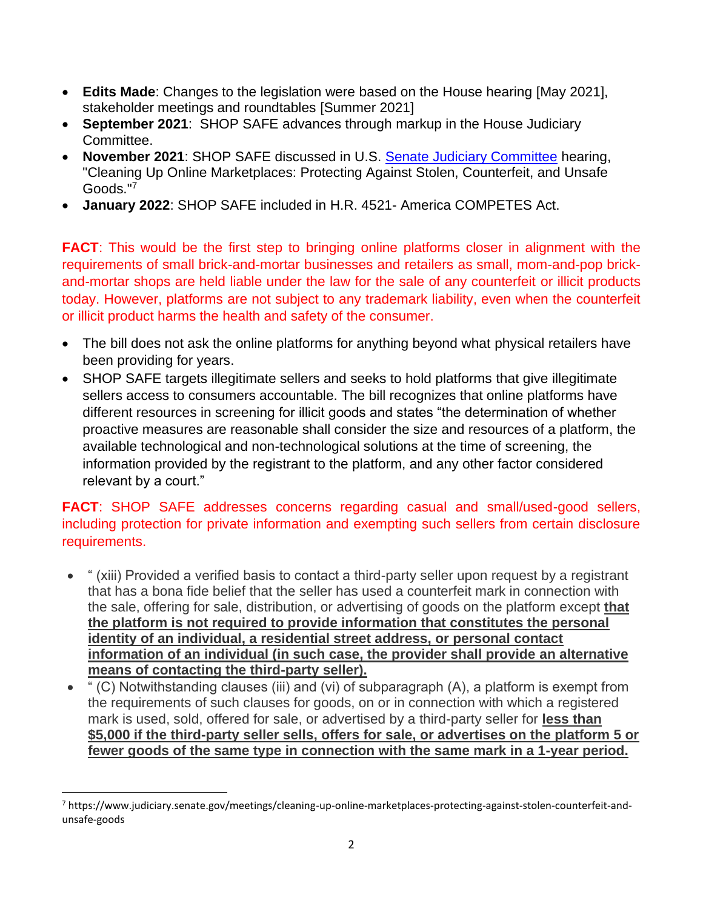- **Edits Made**: Changes to the legislation were based on the House hearing [May 2021], stakeholder meetings and roundtables [Summer 2021]
- **September 2021**: SHOP SAFE advances through markup in the House Judiciary Committee.
- **November 2021**: SHOP SAFE discussed in U.S. Senate Judiciary Committee hearing, "Cleaning Up Online Marketplaces: Protecting Against Stolen, Counterfeit, and Unsafe Goods."[7]
- **January 2022**: SHOP SAFE included in H.R. 4521- America COMPETES Act.

**FACT**: This would be the first step to bringing online platforms closer in alignment with the requirements of small brick-and-mortar businesses and retailers as small, mom-and-pop brick-and-mortar shops are held liable under the law for the sale of any counterfeit or illicit products today. However, platforms are not subject to any trademark liability, even when the counterfeit or illicit product harms the health and safety of the consumer.

- The bill does not ask the online platforms for anything beyond what physical retailers have been providing for years.
- SHOP SAFE targets illegitimate sellers and seeks to hold platforms that give illegitimate sellers access to consumers accountable. The bill recognizes that online platforms have different resources in screening for illicit goods and states "the determination of whether proactive measures are reasonable shall consider the size and resources of a platform, the available technological and non-technological solutions at the time of screening, the information provided by the registrant to the platform, and any other factor considered relevant by a court."

**FACT**: SHOP SAFE addresses concerns regarding casual and small/used-good sellers, including protection for private information and exempting such sellers from certain disclosure requirements.

- " (xiii) Provided a verified basis to contact a third-party seller upon request by a registrant that has a bona fide belief that the seller has used a counterfeit mark in connection with the sale, offering for sale, distribution, or advertising of goods on the platform except **that the platform is not required to provide information that constitutes the personal identity of an individual, a residential street address, or personal contact information of an individual (in such case, the provider shall provide an alternative means of contacting the third-party seller).**
- " (C) Notwithstanding clauses (iii) and (vi) of subparagraph (A), a platform is exempt from the requirements of such clauses for goods, on or in connection with which a registered mark is used, sold, offered for sale, or advertised by a third-party seller for **less than $5,000 if the third-party seller sells, offers for sale, or advertises on the platform 5 or fewer goods of the same type in connection with the same mark in a 1-year period.**

[7] https://www.judiciary.senate.gov/meetings/cleaning-up-online-marketplaces-protecting-against-stolen-counterfeit-and-unsafe-goods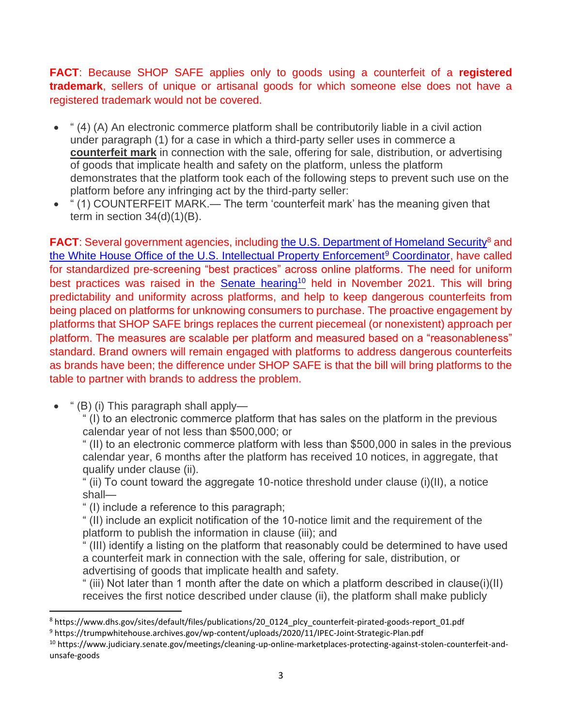**FACT**: Because SHOP SAFE applies only to goods using a counterfeit of a **registered trademark**, sellers of unique or artisanal goods for which someone else does not have a registered trademark would not be covered.

- " (4) (A) An electronic commerce platform shall be contributorily liable in a civil action under paragraph (1) for a case in which a third-party seller uses in commerce a **counterfeit mark** in connection with the sale, offering for sale, distribution, or advertising of goods that implicate health and safety on the platform, unless the platform demonstrates that the platform took each of the following steps to prevent such use on the platform before any infringing act by the third-party seller:
- " (1) COUNTERFEIT MARK.— The term 'counterfeit mark' has the meaning given that term in section 34(d)(1)(B).

**FACT**: Several government agencies, including the U.S. Department of Homeland Security[8] and the White House Office of the U.S. Intellectual Property Enforcement[9] Coordinator, have called for standardized pre-screening "best practices" across online platforms. The need for uniform best practices was raised in the Senate hearing[10] held in November 2021. This will bring predictability and uniformity across platforms, and help to keep dangerous counterfeits from being placed on platforms for unknowing consumers to purchase. The proactive engagement by platforms that SHOP SAFE brings replaces the current piecemeal (or nonexistent) approach per platform. The measures are scalable per platform and measured based on a "reasonableness" standard. Brand owners will remain engaged with platforms to address dangerous counterfeits as brands have been; the difference under SHOP SAFE is that the bill will bring platforms to the table to partner with brands to address the problem.

- " (B) (i) This paragraph shall apply—

  " (I) to an electronic commerce platform that has sales on the platform in the previous calendar year of not less than $500,000; or

  " (II) to an electronic commerce platform with less than $500,000 in sales in the previous calendar year, 6 months after the platform has received 10 notices, in aggregate, that qualify under clause (ii).

  " (ii) To count toward the aggregate 10-notice threshold under clause (i)(II), a notice shall—

  " (I) include a reference to this paragraph;

  " (II) include an explicit notification of the 10-notice limit and the requirement of the platform to publish the information in clause (iii); and

  " (III) identify a listing on the platform that reasonably could be determined to have used a counterfeit mark in connection with the sale, offering for sale, distribution, or advertising of goods that implicate health and safety.

  " (iii) Not later than 1 month after the date on which a platform described in clause(i)(II) receives the first notice described under clause (ii), the platform shall make publicly

---

[8] https://www.dhs.gov/sites/default/files/publications/20_0124_plcy_counterfeit-pirated-goods-report_01.pdf

[9] https://trumpwhitehouse.archives.gov/wp-content/uploads/2020/11/IPEC-Joint-Strategic-Plan.pdf

[10] https://www.judiciary.senate.gov/meetings/cleaning-up-online-marketplaces-protecting-against-stolen-counterfeit-and-unsafe-goods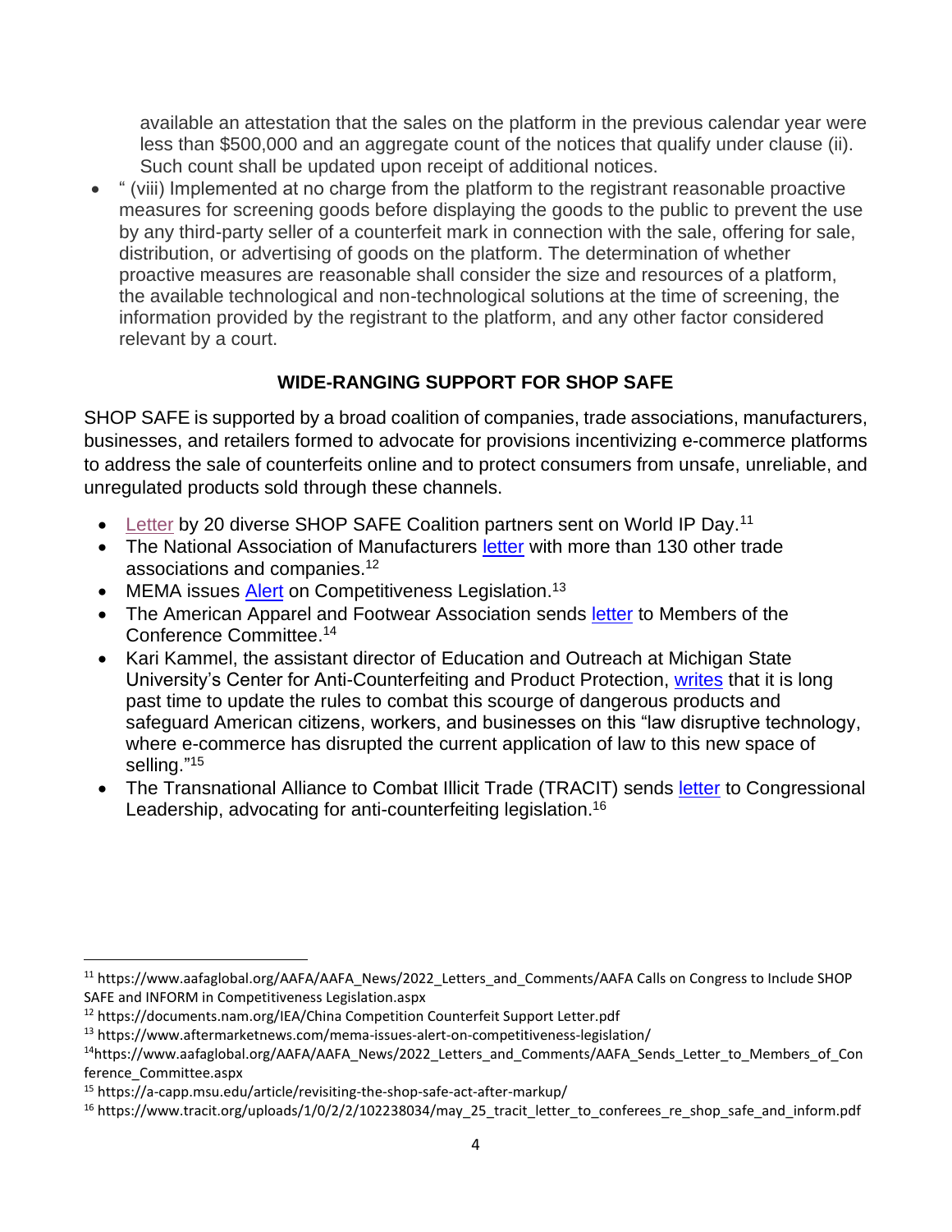available an attestation that the sales on the platform in the previous calendar year were less than $500,000 and an aggregate count of the notices that qualify under clause (ii). Such count shall be updated upon receipt of additional notices.

- " (viii) Implemented at no charge from the platform to the registrant reasonable proactive measures for screening goods before displaying the goods to the public to prevent the use by any third-party seller of a counterfeit mark in connection with the sale, offering for sale, distribution, or advertising of goods on the platform. The determination of whether proactive measures are reasonable shall consider the size and resources of a platform, the available technological and non-technological solutions at the time of screening, the information provided by the registrant to the platform, and any other factor considered relevant by a court.

## WIDE-RANGING SUPPORT FOR SHOP SAFE

SHOP SAFE is supported by a broad coalition of companies, trade associations, manufacturers, businesses, and retailers formed to advocate for provisions incentivizing e-commerce platforms to address the sale of counterfeits online and to protect consumers from unsafe, unreliable, and unregulated products sold through these channels.

- Letter by 20 diverse SHOP SAFE Coalition partners sent on World IP Day.[11]
- The National Association of Manufacturers letter with more than 130 other trade associations and companies.[12]
- MEMA issues Alert on Competitiveness Legislation.[13]
- The American Apparel and Footwear Association sends letter to Members of the Conference Committee.[14]
- Kari Kammel, the assistant director of Education and Outreach at Michigan State University's Center for Anti-Counterfeiting and Product Protection, writes that it is long past time to update the rules to combat this scourge of dangerous products and safeguard American citizens, workers, and businesses on this "law disruptive technology, where e-commerce has disrupted the current application of law to this new space of selling."[15]
- The Transnational Alliance to Combat Illicit Trade (TRACIT) sends letter to Congressional Leadership, advocating for anti-counterfeiting legislation.[16]

---

[11] https://www.aafaglobal.org/AAFA/AAFA_News/2022_Letters_and_Comments/AAFA Calls on Congress to Include SHOP SAFE and INFORM in Competitiveness Legislation.aspx

[12] https://documents.nam.org/IEA/China Competition Counterfeit Support Letter.pdf

[13] https://www.aftermarketnews.com/mema-issues-alert-on-competitiveness-legislation/

[14] https://www.aafaglobal.org/AAFA/AAFA_News/2022_Letters_and_Comments/AAFA_Sends_Letter_to_Members_of_Conference_Committee.aspx

[15] https://a-capp.msu.edu/article/revisiting-the-shop-safe-act-after-markup/

[16] https://www.tracit.org/uploads/1/0/2/2/102238034/may_25_tracit_letter_to_conferees_re_shop_safe_and_inform.pdf